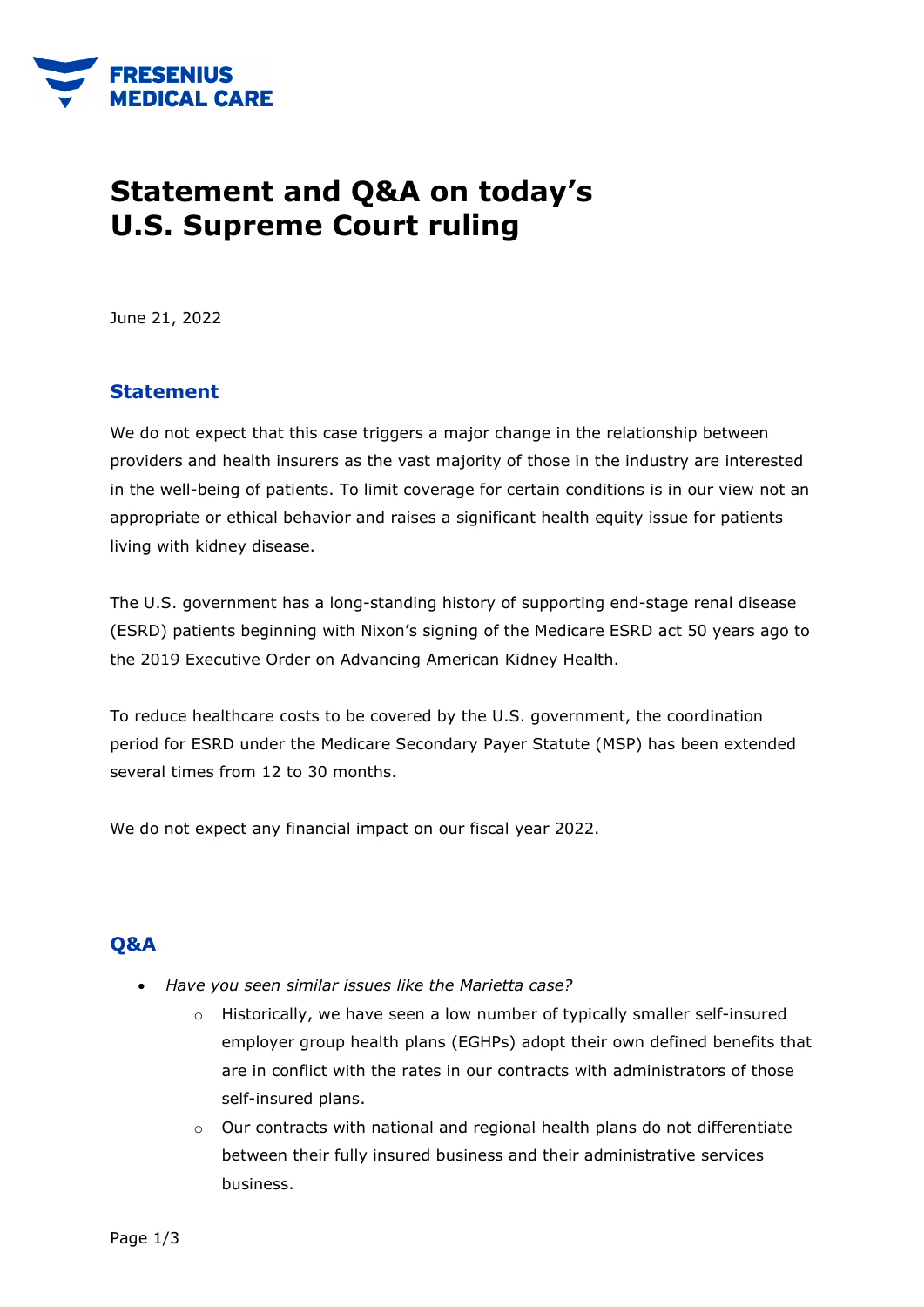FRESENIUS MEDICAL CARE

# Statement and Q&A on today's U.S. Supreme Court ruling

June 21, 2022

## Statement

We do not expect that this case triggers a major change in the relationship between providers and health insurers as the vast majority of those in the industry are interested in the well-being of patients. To limit coverage for certain conditions is in our view not an appropriate or ethical behavior and raises a significant health equity issue for patients living with kidney disease.

The U.S. government has a long-standing history of supporting end-stage renal disease (ESRD) patients beginning with Nixon's signing of the Medicare ESRD act 50 years ago to the 2019 Executive Order on Advancing American Kidney Health.

To reduce healthcare costs to be covered by the U.S. government, the coordination period for ESRD under the Medicare Secondary Payer Statute (MSP) has been extended several times from 12 to 30 months.

We do not expect any financial impact on our fiscal year 2022.

## Q&A

- *Have you seen similar issues like the Marietta case?*
  - Historically, we have seen a low number of typically smaller self-insured employer group health plans (EGHPs) adopt their own defined benefits that are in conflict with the rates in our contracts with administrators of those self-insured plans.
  - Our contracts with national and regional health plans do not differentiate between their fully insured business and their administrative services business.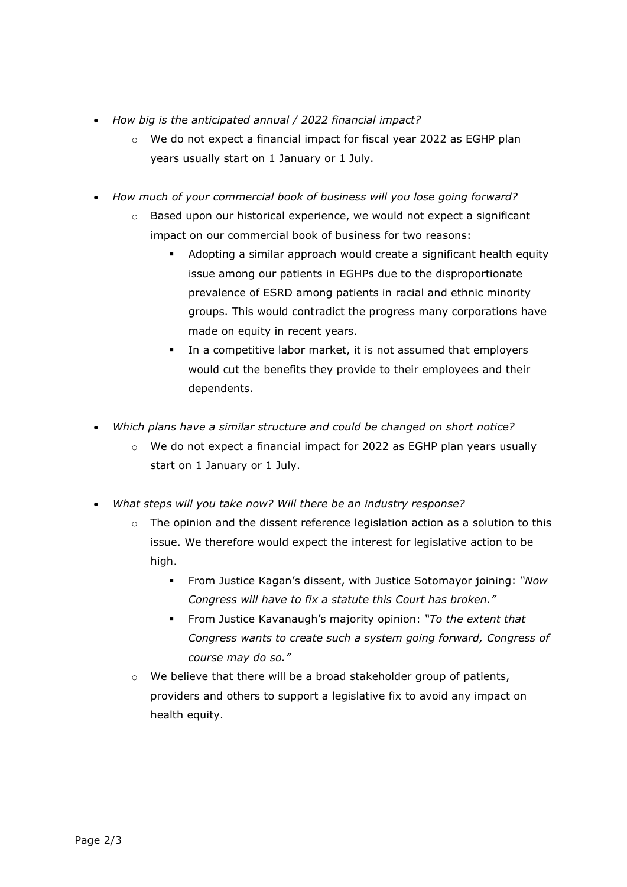- *How big is the anticipated annual / 2022 financial impact?*
    - We do not expect a financial impact for fiscal year 2022 as EGHP plan years usually start on 1 January or 1 July.

- *How much of your commercial book of business will you lose going forward?*
    - Based upon our historical experience, we would not expect a significant impact on our commercial book of business for two reasons:
        - Adopting a similar approach would create a significant health equity issue among our patients in EGHPs due to the disproportionate prevalence of ESRD among patients in racial and ethnic minority groups. This would contradict the progress many corporations have made on equity in recent years.
        - In a competitive labor market, it is not assumed that employers would cut the benefits they provide to their employees and their dependents.

- *Which plans have a similar structure and could be changed on short notice?*
    - We do not expect a financial impact for 2022 as EGHP plan years usually start on 1 January or 1 July.

- *What steps will you take now? Will there be an industry response?*
    - The opinion and the dissent reference legislation action as a solution to this issue. We therefore would expect the interest for legislative action to be high.
        - From Justice Kagan's dissent, with Justice Sotomayor joining: *"Now Congress will have to fix a statute this Court has broken."*
        - From Justice Kavanaugh's majority opinion: *"To the extent that Congress wants to create such a system going forward, Congress of course may do so."*
    - We believe that there will be a broad stakeholder group of patients, providers and others to support a legislative fix to avoid any impact on health equity.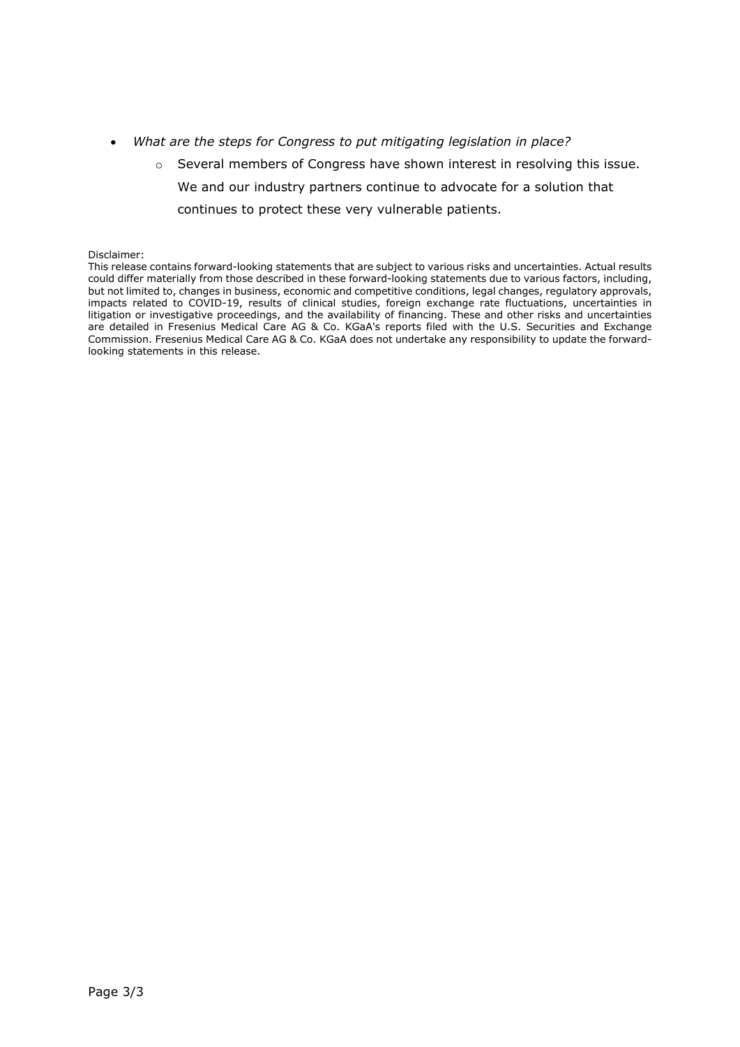- *What are the steps for Congress to put mitigating legislation in place?*
  - Several members of Congress have shown interest in resolving this issue. We and our industry partners continue to advocate for a solution that continues to protect these very vulnerable patients.

Disclaimer:
This release contains forward-looking statements that are subject to various risks and uncertainties. Actual results could differ materially from those described in these forward-looking statements due to various factors, including, but not limited to, changes in business, economic and competitive conditions, legal changes, regulatory approvals, impacts related to COVID-19, results of clinical studies, foreign exchange rate fluctuations, uncertainties in litigation or investigative proceedings, and the availability of financing. These and other risks and uncertainties are detailed in Fresenius Medical Care AG & Co. KGaA's reports filed with the U.S. Securities and Exchange Commission. Fresenius Medical Care AG & Co. KGaA does not undertake any responsibility to update the forward-looking statements in this release.